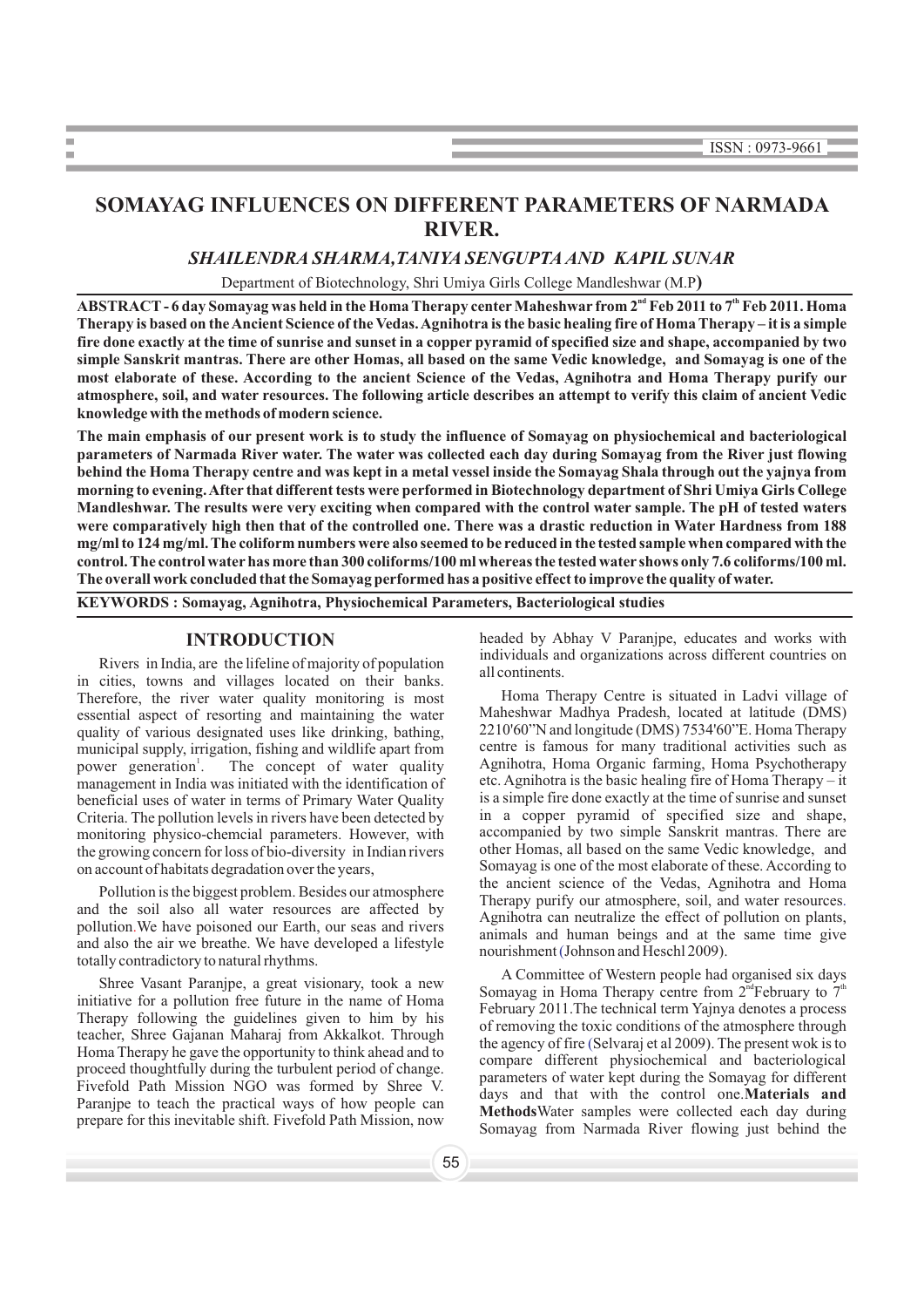# SOMAYAG INFLUENCES ON DIFFERENT PARAMETERS OF NARMADA RIVER.

***SHAILENDRA SHARMA, TANIYA SENGUPTA AND KAPIL SUNAR***

Department of Biotechnology, Shri Umiya Girls College Mandleshwar (M.P**)**

**ABSTRACT - 6 day Somayag was held in the Homa Therapy center Maheshwar from 2nd Feb 2011 to 7th Feb 2011. Homa Therapy is based on the Ancient Science of the Vedas. Agnihotra is the basic healing fire of Homa Therapy – it is a simple fire done exactly at the time of sunrise and sunset in a copper pyramid of specified size and shape, accompanied by two simple Sanskrit mantras. There are other Homas, all based on the same Vedic knowledge, and Somayag is one of the most elaborate of these. According to the ancient Science of the Vedas, Agnihotra and Homa Therapy purify our atmosphere, soil, and water resources. The following article describes an attempt to verify this claim of ancient Vedic knowledge with the methods of modern science.**

**The main emphasis of our present work is to study the influence of Somayag on physiochemical and bacteriological parameters of Narmada River water. The water was collected each day during Somayag from the River just flowing behind the Homa Therapy centre and was kept in a metal vessel inside the Somayag Shala through out the yajnya from morning to evening. After that different tests were performed in Biotechnology department of Shri Umiya Girls College Mandleshwar. The results were very exciting when compared with the control water sample. The pH of tested waters were comparatively high then that of the controlled one. There was a drastic reduction in Water Hardness from 188 mg/ml to 124 mg/ml. The coliform numbers were also seemed to be reduced in the tested sample when compared with the control. The control water has more than 300 coliforms/100 ml whereas the tested water shows only 7.6 coliforms/100 ml. The overall work concluded that the Somayag performed has a positive effect to improve the quality of water.**

**KEYWORDS : Somayag, Agnihotra, Physiochemical Parameters, Bacteriological studies**

## INTRODUCTION

Rivers in India, are the lifeline of majority of population in cities, towns and villages located on their banks. Therefore, the river water quality monitoring is most essential aspect of resorting and maintaining the water quality of various designated uses like drinking, bathing, municipal supply, irrigation, fishing and wildlife apart from power generation[1]. The concept of water quality management in India was initiated with the identification of beneficial uses of water in terms of Primary Water Quality Criteria. The pollution levels in rivers have been detected by monitoring physico-chemcial parameters. However, with the growing concern for loss of bio-diversity in Indian rivers on account of habitats degradation over the years,

Pollution is the biggest problem. Besides our atmosphere and the soil also all water resources are affected by pollution.We have poisoned our Earth, our seas and rivers and also the air we breathe. We have developed a lifestyle totally contradictory to natural rhythms.

Shree Vasant Paranjpe, a great visionary, took a new initiative for a pollution free future in the name of Homa Therapy following the guidelines given to him by his teacher, Shree Gajanan Maharaj from Akkalkot. Through Homa Therapy he gave the opportunity to think ahead and to proceed thoughtfully during the turbulent period of change. Fivefold Path Mission NGO was formed by Shree V. Paranjpe to teach the practical ways of how people can prepare for this inevitable shift. Fivefold Path Mission, now headed by Abhay V Paranjpe, educates and works with individuals and organizations across different countries on all continents.

Homa Therapy Centre is situated in Ladvi village of Maheshwar Madhya Pradesh, located at latitude (DMS) 2210'60"N and longitude (DMS) 7534'60"E. Homa Therapy centre is famous for many traditional activities such as Agnihotra, Homa Organic farming, Homa Psychotherapy etc. Agnihotra is the basic healing fire of Homa Therapy – it is a simple fire done exactly at the time of sunrise and sunset in a copper pyramid of specified size and shape, accompanied by two simple Sanskrit mantras. There are other Homas, all based on the same Vedic knowledge, and Somayag is one of the most elaborate of these. According to the ancient science of the Vedas, Agnihotra and Homa Therapy purify our atmosphere, soil, and water resources. Agnihotra can neutralize the effect of pollution on plants, animals and human beings and at the same time give nourishment (Johnson and Heschl 2009).

A Committee of Western people had organised six days Somayag in Homa Therapy centre from 2nd February to 7th February 2011.The technical term Yajnya denotes a process of removing the toxic conditions of the atmosphere through the agency of fire (Selvaraj et al 2009). The present wok is to compare different physiochemical and bacteriological parameters of water kept during the Somayag for different days and that with the control one.**Materials and Methods**Water samples were collected each day during Somayag from Narmada River flowing just behind the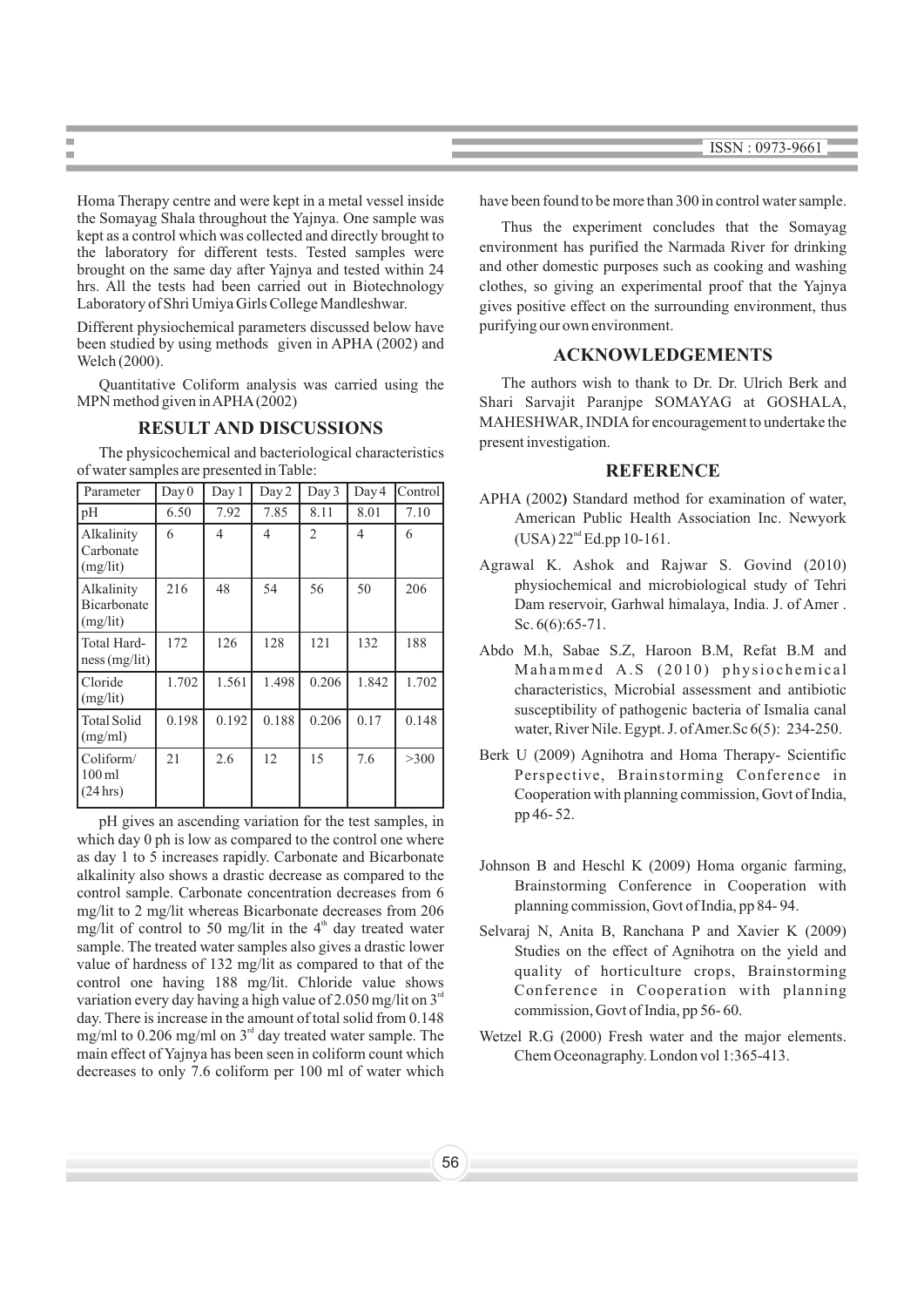Homa Therapy centre and were kept in a metal vessel inside the Somayag Shala throughout the Yajnya. One sample was kept as a control which was collected and directly brought to the laboratory for different tests. Tested samples were brought on the same day after Yajnya and tested within 24 hrs. All the tests had been carried out in Biotechnology Laboratory of Shri Umiya Girls College Mandleshwar.

Different physiochemical parameters discussed below have been studied by using methods given in APHA (2002) and Welch (2000).

Quantitative Coliform analysis was carried using the MPN method given in APHA (2002)

## RESULT AND DISCUSSIONS

The physicochemical and bacteriological characteristics of water samples are presented in Table:

| Parameter | Day 0 | Day 1 | Day 2 | Day 3 | Day 4 | Control |
|---|---|---|---|---|---|---|
| pH | 6.50 | 7.92 | 7.85 | 8.11 | 8.01 | 7.10 |
| Alkalinity Carbonate (mg/lit) | 6 | 4 | 4 | 2 | 4 | 6 |
| Alkalinity Bicarbonate (mg/lit) | 216 | 48 | 54 | 56 | 50 | 206 |
| Total Hardness (mg/lit) | 172 | 126 | 128 | 121 | 132 | 188 |
| Cloride (mg/lit) | 1.702 | 1.561 | 1.498 | 0.206 | 1.842 | 1.702 |
| Total Solid (mg/ml) | 0.198 | 0.192 | 0.188 | 0.206 | 0.17 | 0.148 |
| Coliform/ 100 ml (24 hrs) | 21 | 2.6 | 12 | 15 | 7.6 | >300 |

pH gives an ascending variation for the test samples, in which day 0 ph is low as compared to the control one where as day 1 to 5 increases rapidly. Carbonate and Bicarbonate alkalinity also shows a drastic decrease as compared to the control sample. Carbonate concentration decreases from 6 mg/lit to 2 mg/lit whereas Bicarbonate decreases from 206 mg/lit of control to 50 mg/lit in the 4$^{th}$ day treated water sample. The treated water samples also gives a drastic lower value of hardness of 132 mg/lit as compared to that of the control one having 188 mg/lit. Chloride value shows variation every day having a high value of 2.050 mg/lit on 3$^{rd}$ day. There is increase in the amount of total solid from 0.148 mg/ml to 0.206 mg/ml on 3$^{rd}$ day treated water sample. The main effect of Yajnya has been seen in coliform count which decreases to only 7.6 coliform per 100 ml of water which have been found to be more than 300 in control water sample.

Thus the experiment concludes that the Somayag environment has purified the Narmada River for drinking and other domestic purposes such as cooking and washing clothes, so giving an experimental proof that the Yajnya gives positive effect on the surrounding environment, thus purifying our own environment.

## ACKNOWLEDGEMENTS

The authors wish to thank to Dr. Dr. Ulrich Berk and Shari Sarvajit Paranjpe SOMAYAG at GOSHALA, MAHESHWAR, INDIA for encouragement to undertake the present investigation.

## REFERENCE

APHA (2002) Standard method for examination of water, American Public Health Association Inc. Newyork (USA) 22$^{nd}$ Ed.pp 10-161.

Agrawal K. Ashok and Rajwar S. Govind (2010) physiochemical and microbiological study of Tehri Dam reservoir, Garhwal himalaya, India. J. of Amer . Sc. 6(6):65-71.

Abdo M.h, Sabae S.Z, Haroon B.M, Refat B.M and Mahammed A.S (2010) physiochemical characteristics, Microbial assessment and antibiotic susceptibility of pathogenic bacteria of Ismalia canal water, River Nile. Egypt. J. of Amer.Sc 6(5): 234-250.

Berk U (2009) Agnihotra and Homa Therapy- Scientific Perspective, Brainstorming Conference in Cooperation with planning commission, Govt of India, pp 46- 52.

Johnson B and Heschl K (2009) Homa organic farming, Brainstorming Conference in Cooperation with planning commission, Govt of India, pp 84- 94.

Selvaraj N, Anita B, Ranchana P and Xavier K (2009) Studies on the effect of Agnihotra on the yield and quality of horticulture crops, Brainstorming Conference in Cooperation with planning commission, Govt of India, pp 56- 60.

Wetzel R.G (2000) Fresh water and the major elements. Chem Oceonagraphy. London vol 1:365-413.